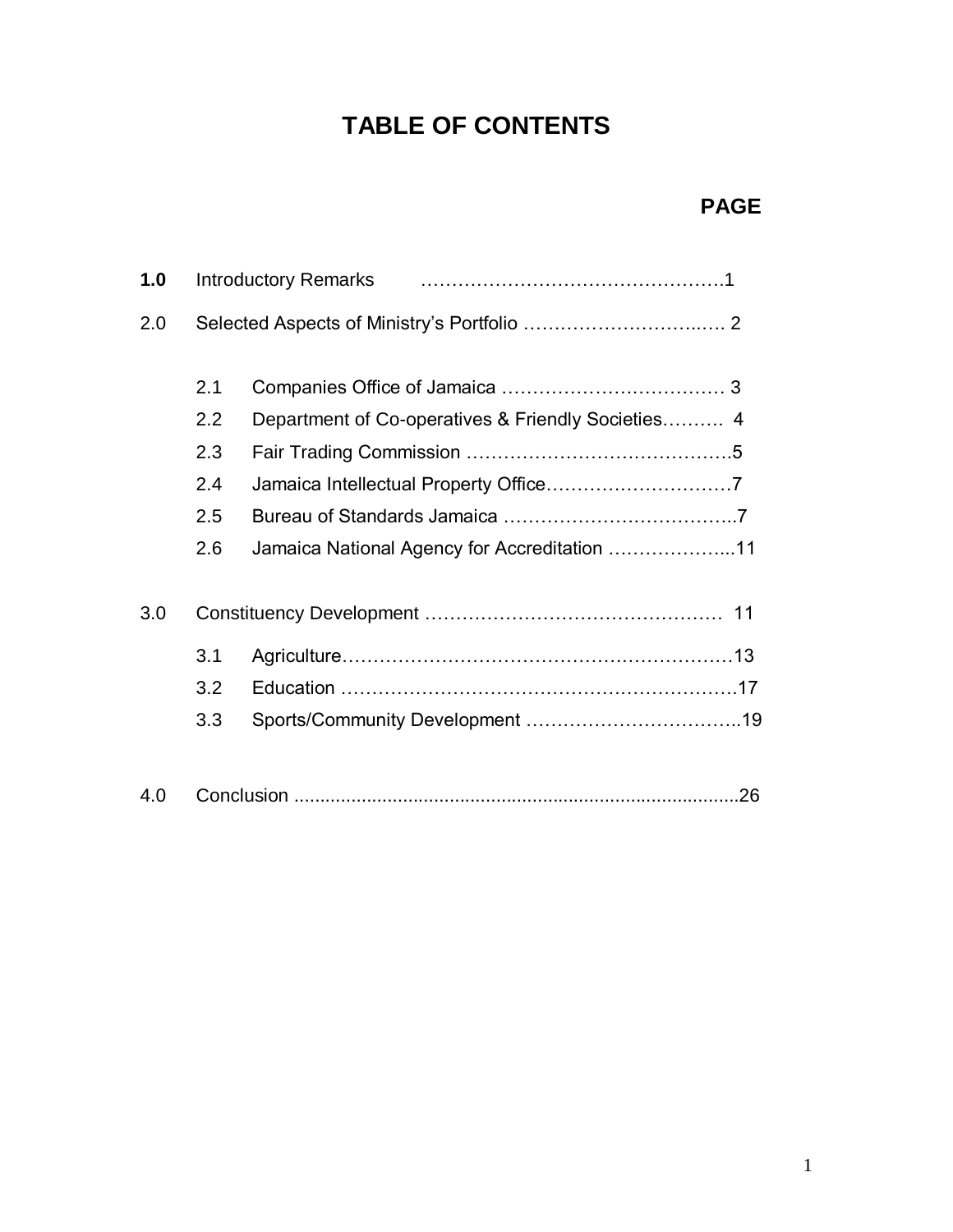# TABLE OF CONTENTS

**PAGE**

**1.0** Introductory Remarks ………………………………………….1

2.0 Selected Aspects of Ministry's Portfolio ………………………..…. 2

- 2.1 Companies Office of Jamaica ……………………………… 3
- 2.2 Department of Co-operatives & Friendly Societies………. 4
- 2.3 Fair Trading Commission …………………………………….5
- 2.4 Jamaica Intellectual Property Office…………………………7
- 2.5 Bureau of Standards Jamaica ………………………………..7
- 2.6 Jamaica National Agency for Accreditation ………………...11

3.0 Constituency Development ………………………………………… 11

- 3.1 Agriculture……………………………………………………13
- 3.2 Education ……………………………………………………….17
- 3.3 Sports/Community Development ……………………………..19

4.0 Conclusion ......................................................................................26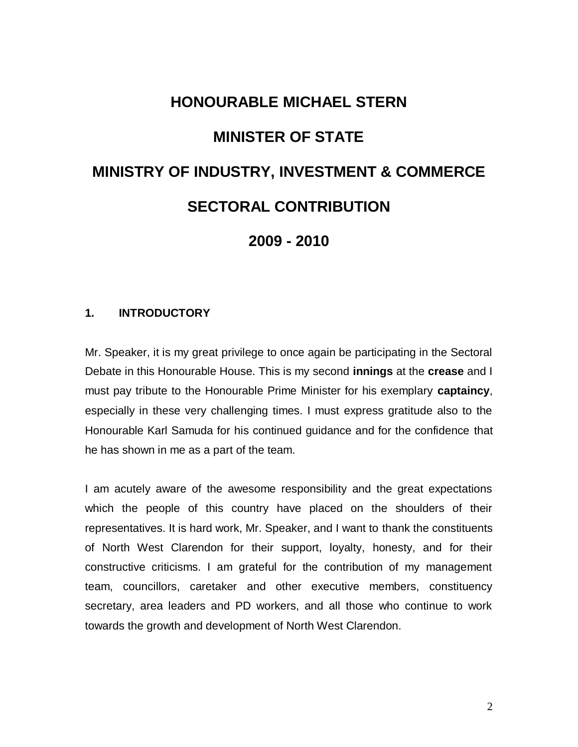# HONOURABLE MICHAEL STERN

# MINISTER OF STATE

# MINISTRY OF INDUSTRY, INVESTMENT & COMMERCE

# SECTORAL CONTRIBUTION

# 2009 - 2010

## 1. INTRODUCTORY

Mr. Speaker, it is my great privilege to once again be participating in the Sectoral Debate in this Honourable House. This is my second **innings** at the **crease** and I must pay tribute to the Honourable Prime Minister for his exemplary **captaincy**, especially in these very challenging times. I must express gratitude also to the Honourable Karl Samuda for his continued guidance and for the confidence that he has shown in me as a part of the team.

I am acutely aware of the awesome responsibility and the great expectations which the people of this country have placed on the shoulders of their representatives. It is hard work, Mr. Speaker, and I want to thank the constituents of North West Clarendon for their support, loyalty, honesty, and for their constructive criticisms. I am grateful for the contribution of my management team, councillors, caretaker and other executive members, constituency secretary, area leaders and PD workers, and all those who continue to work towards the growth and development of North West Clarendon.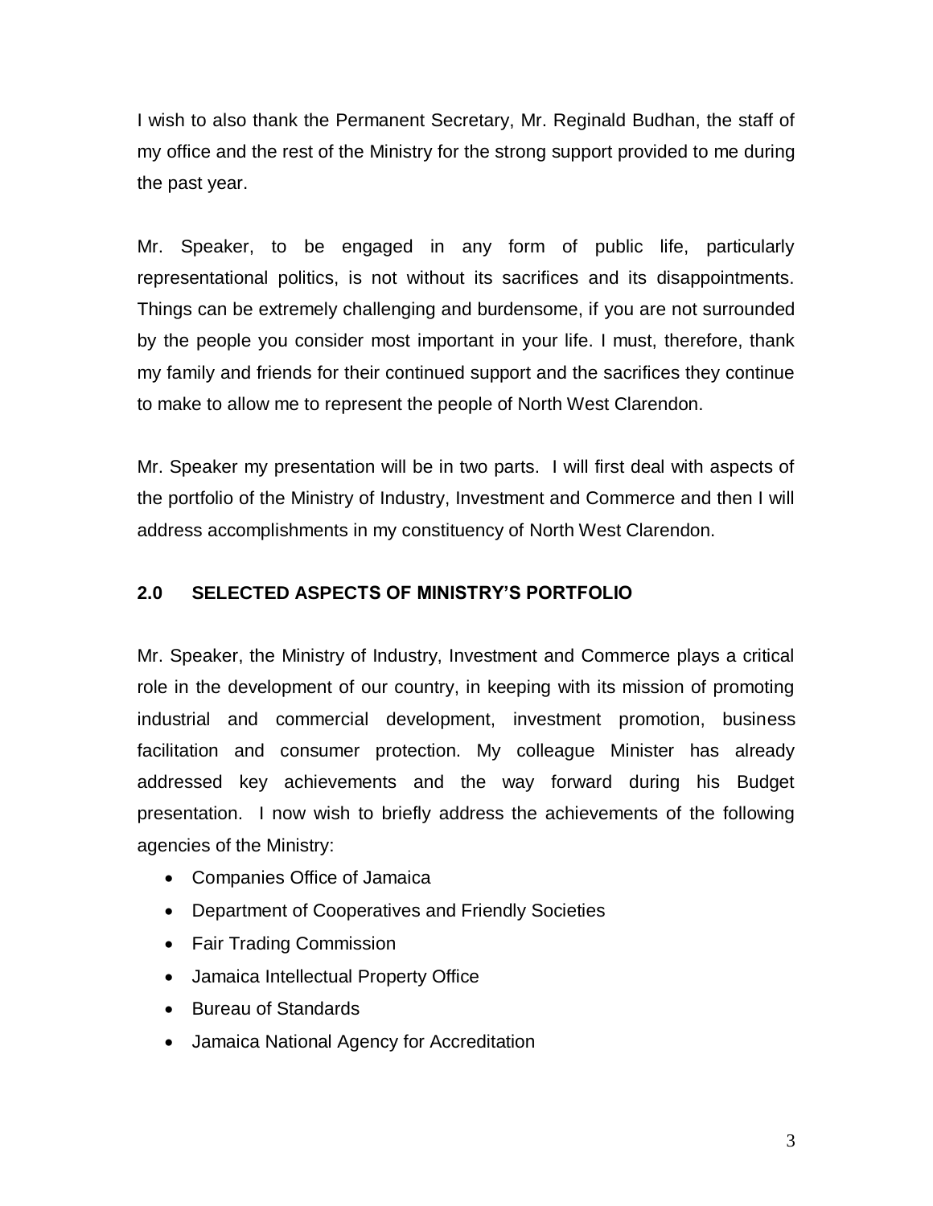I wish to also thank the Permanent Secretary, Mr. Reginald Budhan, the staff of my office and the rest of the Ministry for the strong support provided to me during the past year.

Mr. Speaker, to be engaged in any form of public life, particularly representational politics, is not without its sacrifices and its disappointments. Things can be extremely challenging and burdensome, if you are not surrounded by the people you consider most important in your life. I must, therefore, thank my family and friends for their continued support and the sacrifices they continue to make to allow me to represent the people of North West Clarendon.

Mr. Speaker my presentation will be in two parts. I will first deal with aspects of the portfolio of the Ministry of Industry, Investment and Commerce and then I will address accomplishments in my constituency of North West Clarendon.

## 2.0 SELECTED ASPECTS OF MINISTRY'S PORTFOLIO

Mr. Speaker, the Ministry of Industry, Investment and Commerce plays a critical role in the development of our country, in keeping with its mission of promoting industrial and commercial development, investment promotion, business facilitation and consumer protection. My colleague Minister has already addressed key achievements and the way forward during his Budget presentation. I now wish to briefly address the achievements of the following agencies of the Ministry:

- Companies Office of Jamaica
- Department of Cooperatives and Friendly Societies
- Fair Trading Commission
- Jamaica Intellectual Property Office
- Bureau of Standards
- Jamaica National Agency for Accreditation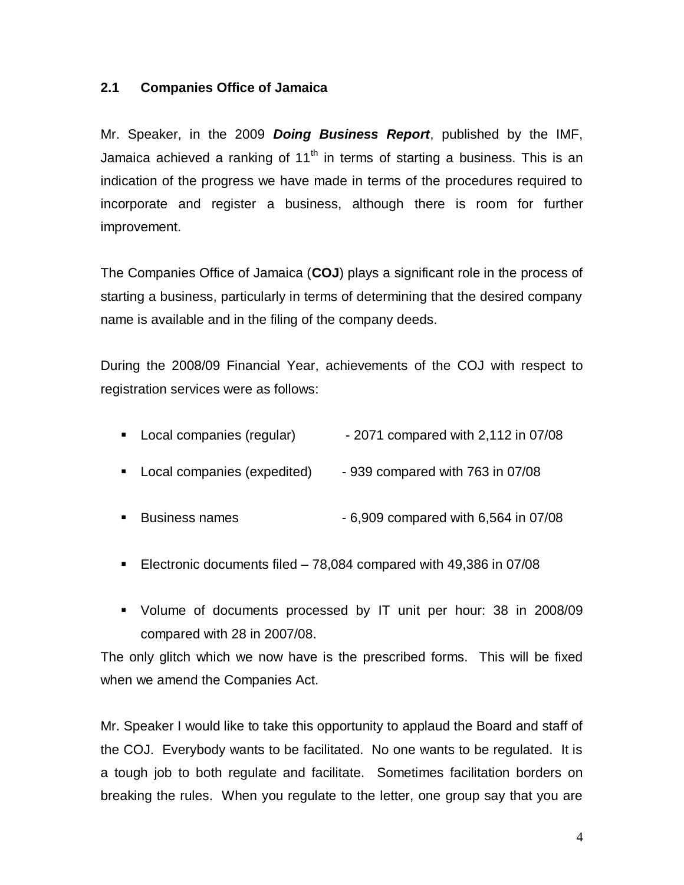## 2.1 Companies Office of Jamaica

Mr. Speaker, in the 2009 ***Doing Business Report***, published by the IMF, Jamaica achieved a ranking of 11th in terms of starting a business. This is an indication of the progress we have made in terms of the procedures required to incorporate and register a business, although there is room for further improvement.

The Companies Office of Jamaica (**COJ**) plays a significant role in the process of starting a business, particularly in terms of determining that the desired company name is available and in the filing of the company deeds.

During the 2008/09 Financial Year, achievements of the COJ with respect to registration services were as follows:

- Local companies (regular) - 2071 compared with 2,112 in 07/08
- Local companies (expedited) - 939 compared with 763 in 07/08
- Business names - 6,909 compared with 6,564 in 07/08
- Electronic documents filed – 78,084 compared with 49,386 in 07/08
- Volume of documents processed by IT unit per hour: 38 in 2008/09 compared with 28 in 2007/08.

The only glitch which we now have is the prescribed forms. This will be fixed when we amend the Companies Act.

Mr. Speaker I would like to take this opportunity to applaud the Board and staff of the COJ. Everybody wants to be facilitated. No one wants to be regulated. It is a tough job to both regulate and facilitate. Sometimes facilitation borders on breaking the rules. When you regulate to the letter, one group say that you are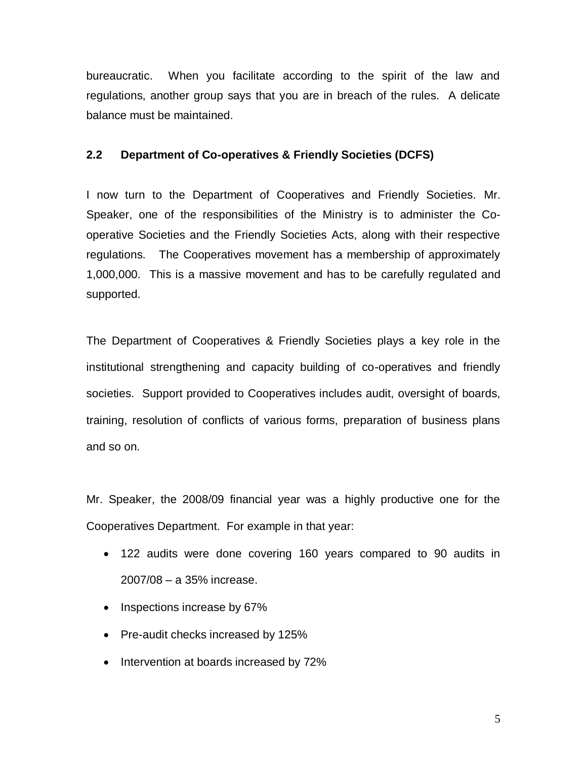bureaucratic. When you facilitate according to the spirit of the law and regulations, another group says that you are in breach of the rules. A delicate balance must be maintained.

### 2.2 Department of Co-operatives & Friendly Societies (DCFS)

I now turn to the Department of Cooperatives and Friendly Societies. Mr. Speaker, one of the responsibilities of the Ministry is to administer the Co-operative Societies and the Friendly Societies Acts, along with their respective regulations. The Cooperatives movement has a membership of approximately 1,000,000. This is a massive movement and has to be carefully regulated and supported.

The Department of Cooperatives & Friendly Societies plays a key role in the institutional strengthening and capacity building of co-operatives and friendly societies. Support provided to Cooperatives includes audit, oversight of boards, training, resolution of conflicts of various forms, preparation of business plans and so on.

Mr. Speaker, the 2008/09 financial year was a highly productive one for the Cooperatives Department. For example in that year:

- 122 audits were done covering 160 years compared to 90 audits in 2007/08 – a 35% increase.
- Inspections increase by 67%
- Pre-audit checks increased by 125%
- Intervention at boards increased by 72%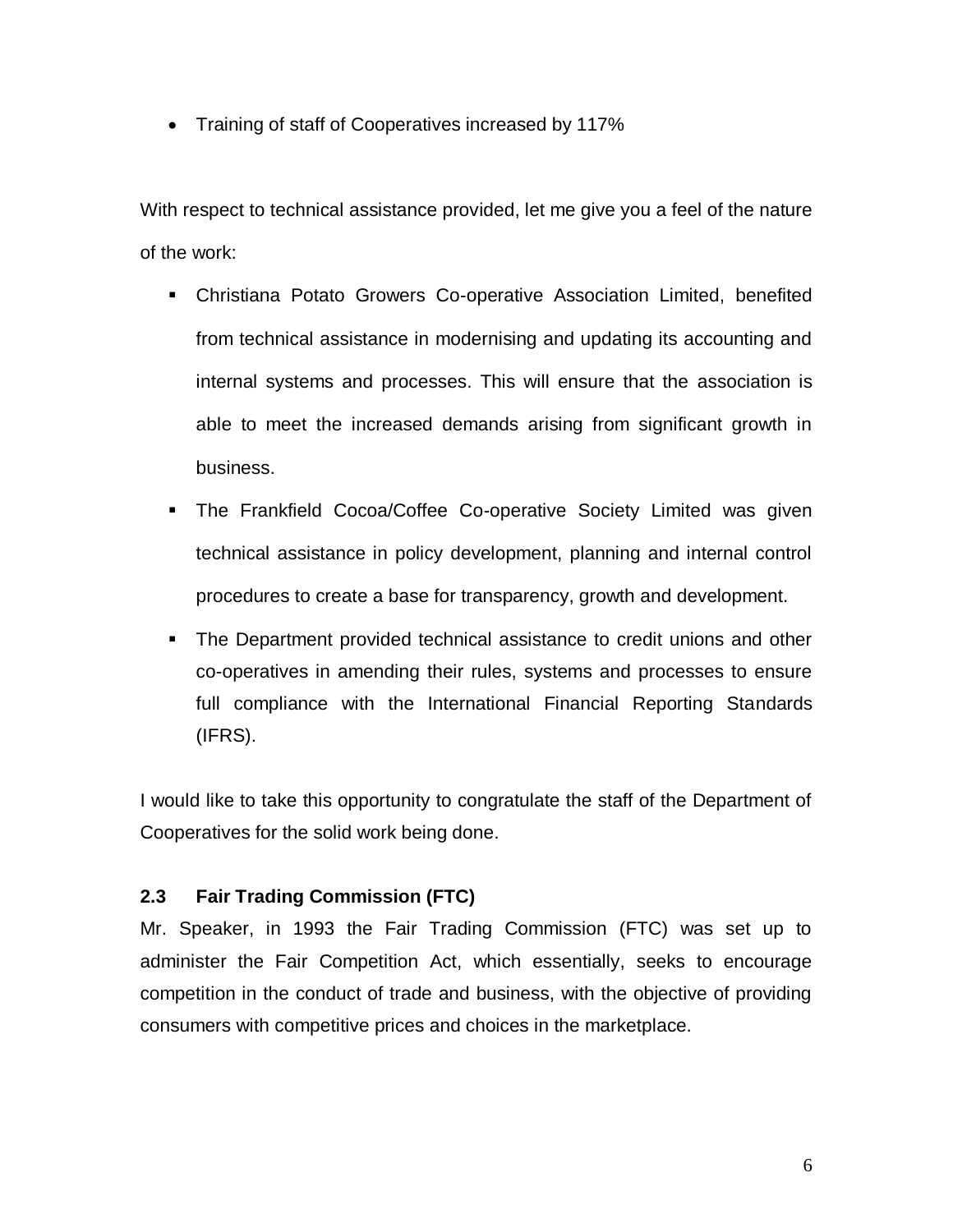- Training of staff of Cooperatives increased by 117%

With respect to technical assistance provided, let me give you a feel of the nature of the work:

- Christiana Potato Growers Co-operative Association Limited, benefited from technical assistance in modernising and updating its accounting and internal systems and processes. This will ensure that the association is able to meet the increased demands arising from significant growth in business.
- The Frankfield Cocoa/Coffee Co-operative Society Limited was given technical assistance in policy development, planning and internal control procedures to create a base for transparency, growth and development.
- The Department provided technical assistance to credit unions and other co-operatives in amending their rules, systems and processes to ensure full compliance with the International Financial Reporting Standards (IFRS).

I would like to take this opportunity to congratulate the staff of the Department of Cooperatives for the solid work being done.

### 2.3 Fair Trading Commission (FTC)

Mr. Speaker, in 1993 the Fair Trading Commission (FTC) was set up to administer the Fair Competition Act, which essentially, seeks to encourage competition in the conduct of trade and business, with the objective of providing consumers with competitive prices and choices in the marketplace.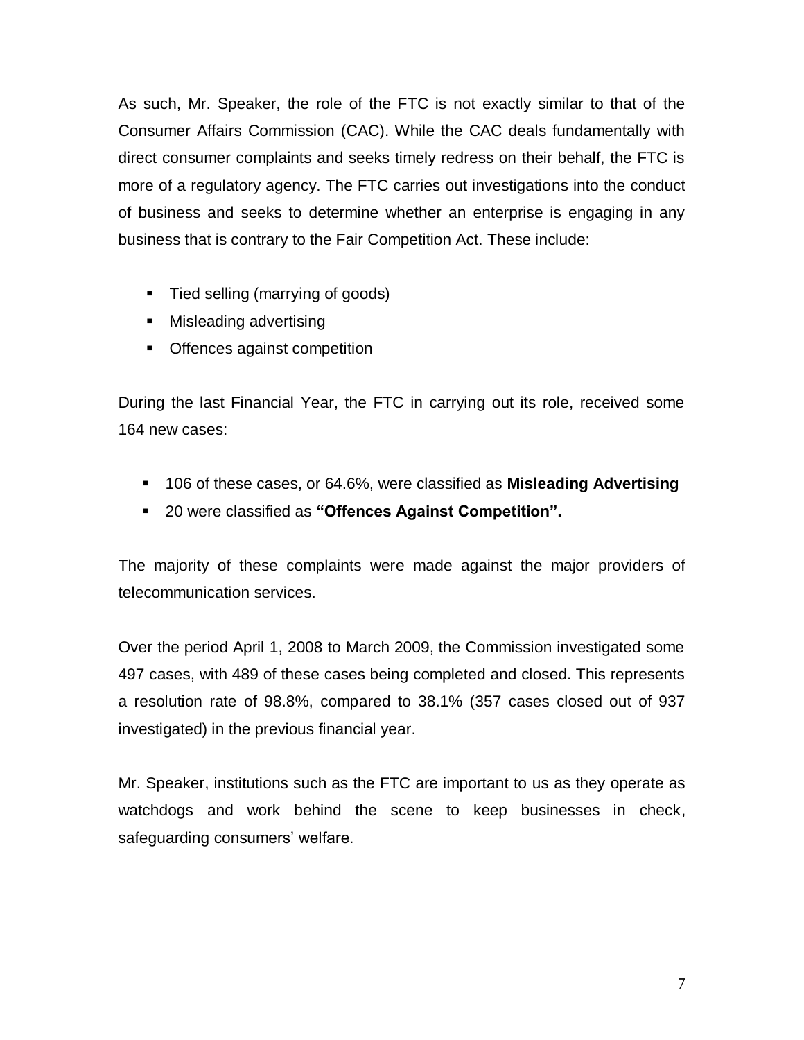As such, Mr. Speaker, the role of the FTC is not exactly similar to that of the Consumer Affairs Commission (CAC). While the CAC deals fundamentally with direct consumer complaints and seeks timely redress on their behalf, the FTC is more of a regulatory agency. The FTC carries out investigations into the conduct of business and seeks to determine whether an enterprise is engaging in any business that is contrary to the Fair Competition Act. These include:

- Tied selling (marrying of goods)
- Misleading advertising
- Offences against competition

During the last Financial Year, the FTC in carrying out its role, received some 164 new cases:

- 106 of these cases, or 64.6%, were classified as **Misleading Advertising**
- 20 were classified as **"Offences Against Competition".**

The majority of these complaints were made against the major providers of telecommunication services.

Over the period April 1, 2008 to March 2009, the Commission investigated some 497 cases, with 489 of these cases being completed and closed. This represents a resolution rate of 98.8%, compared to 38.1% (357 cases closed out of 937 investigated) in the previous financial year.

Mr. Speaker, institutions such as the FTC are important to us as they operate as watchdogs and work behind the scene to keep businesses in check, safeguarding consumers' welfare.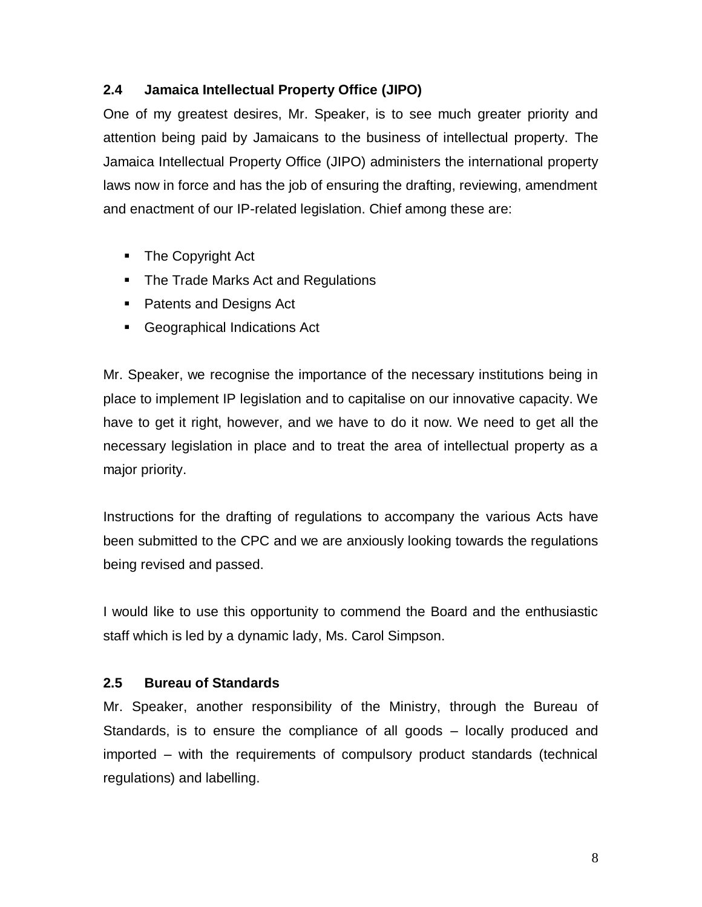### 2.4 Jamaica Intellectual Property Office (JIPO)

One of my greatest desires, Mr. Speaker, is to see much greater priority and attention being paid by Jamaicans to the business of intellectual property. The Jamaica Intellectual Property Office (JIPO) administers the international property laws now in force and has the job of ensuring the drafting, reviewing, amendment and enactment of our IP-related legislation. Chief among these are:

- The Copyright Act
- The Trade Marks Act and Regulations
- Patents and Designs Act
- Geographical Indications Act

Mr. Speaker, we recognise the importance of the necessary institutions being in place to implement IP legislation and to capitalise on our innovative capacity. We have to get it right, however, and we have to do it now. We need to get all the necessary legislation in place and to treat the area of intellectual property as a major priority.

Instructions for the drafting of regulations to accompany the various Acts have been submitted to the CPC and we are anxiously looking towards the regulations being revised and passed.

I would like to use this opportunity to commend the Board and the enthusiastic staff which is led by a dynamic lady, Ms. Carol Simpson.

### 2.5 Bureau of Standards

Mr. Speaker, another responsibility of the Ministry, through the Bureau of Standards, is to ensure the compliance of all goods – locally produced and imported – with the requirements of compulsory product standards (technical regulations) and labelling.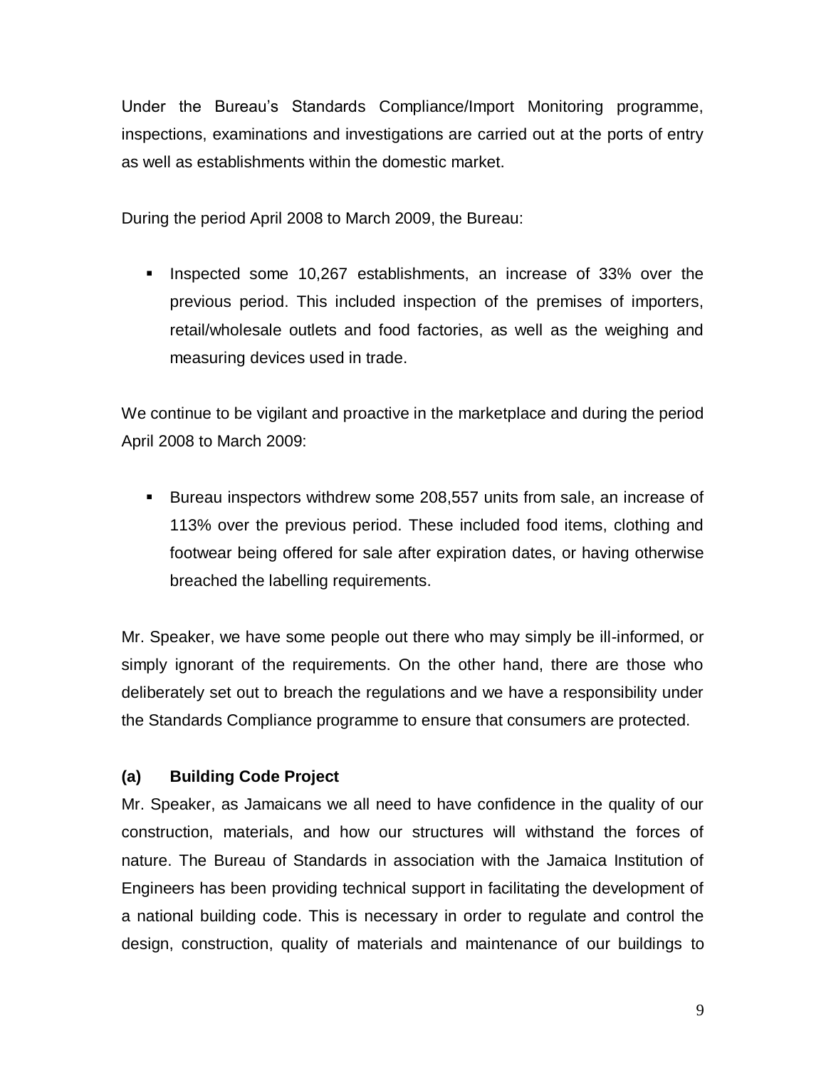Under the Bureau's Standards Compliance/Import Monitoring programme, inspections, examinations and investigations are carried out at the ports of entry as well as establishments within the domestic market.

During the period April 2008 to March 2009, the Bureau:

- Inspected some 10,267 establishments, an increase of 33% over the previous period. This included inspection of the premises of importers, retail/wholesale outlets and food factories, as well as the weighing and measuring devices used in trade.

We continue to be vigilant and proactive in the marketplace and during the period April 2008 to March 2009:

- Bureau inspectors withdrew some 208,557 units from sale, an increase of 113% over the previous period. These included food items, clothing and footwear being offered for sale after expiration dates, or having otherwise breached the labelling requirements.

Mr. Speaker, we have some people out there who may simply be ill-informed, or simply ignorant of the requirements. On the other hand, there are those who deliberately set out to breach the regulations and we have a responsibility under the Standards Compliance programme to ensure that consumers are protected.

### (a) Building Code Project

Mr. Speaker, as Jamaicans we all need to have confidence in the quality of our construction, materials, and how our structures will withstand the forces of nature. The Bureau of Standards in association with the Jamaica Institution of Engineers has been providing technical support in facilitating the development of a national building code. This is necessary in order to regulate and control the design, construction, quality of materials and maintenance of our buildings to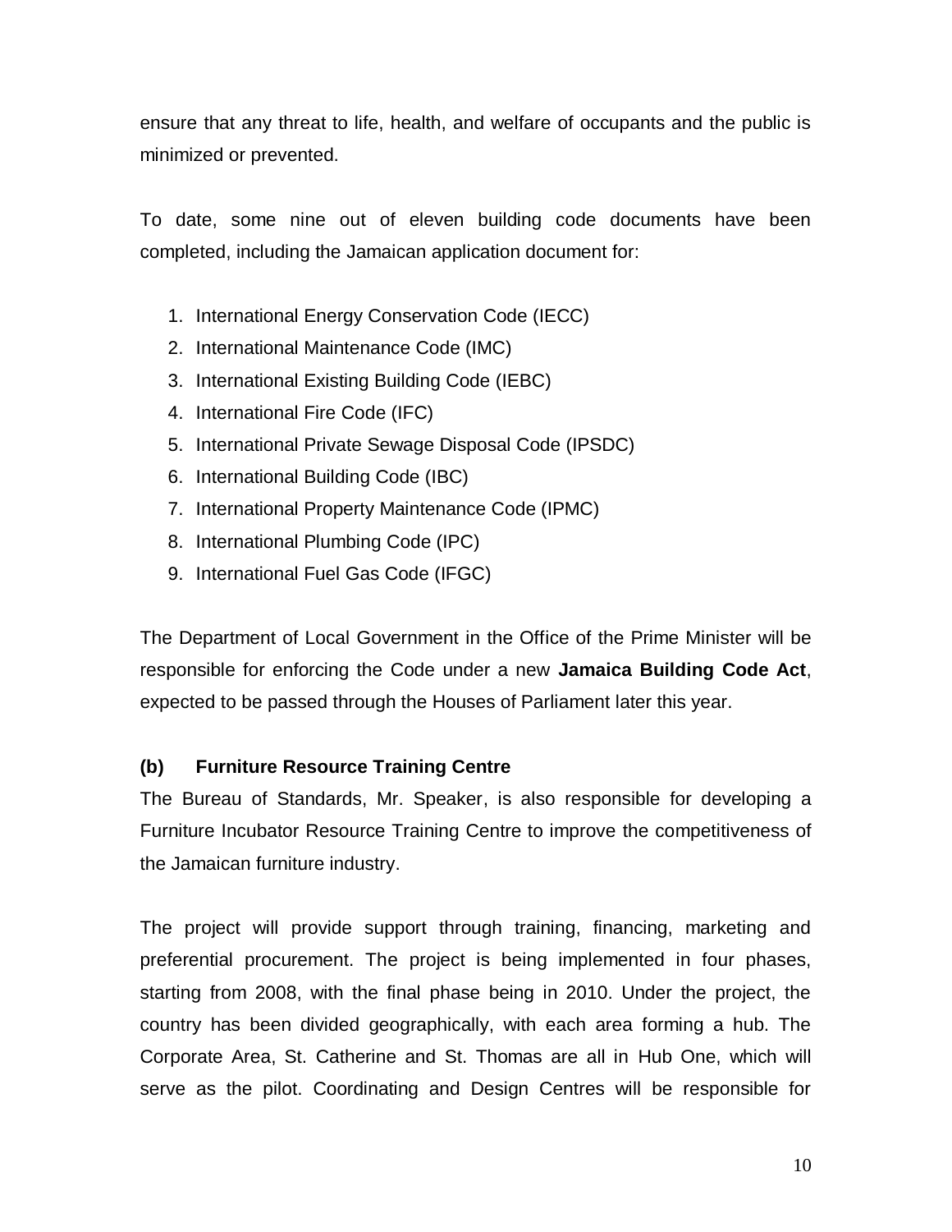ensure that any threat to life, health, and welfare of occupants and the public is minimized or prevented.

To date, some nine out of eleven building code documents have been completed, including the Jamaican application document for:

1. International Energy Conservation Code (IECC)
2. International Maintenance Code (IMC)
3. International Existing Building Code (IEBC)
4. International Fire Code (IFC)
5. International Private Sewage Disposal Code (IPSDC)
6. International Building Code (IBC)
7. International Property Maintenance Code (IPMC)
8. International Plumbing Code (IPC)
9. International Fuel Gas Code (IFGC)

The Department of Local Government in the Office of the Prime Minister will be responsible for enforcing the Code under a new **Jamaica Building Code Act**, expected to be passed through the Houses of Parliament later this year.

### (b) Furniture Resource Training Centre

The Bureau of Standards, Mr. Speaker, is also responsible for developing a Furniture Incubator Resource Training Centre to improve the competitiveness of the Jamaican furniture industry.

The project will provide support through training, financing, marketing and preferential procurement. The project is being implemented in four phases, starting from 2008, with the final phase being in 2010. Under the project, the country has been divided geographically, with each area forming a hub. The Corporate Area, St. Catherine and St. Thomas are all in Hub One, which will serve as the pilot. Coordinating and Design Centres will be responsible for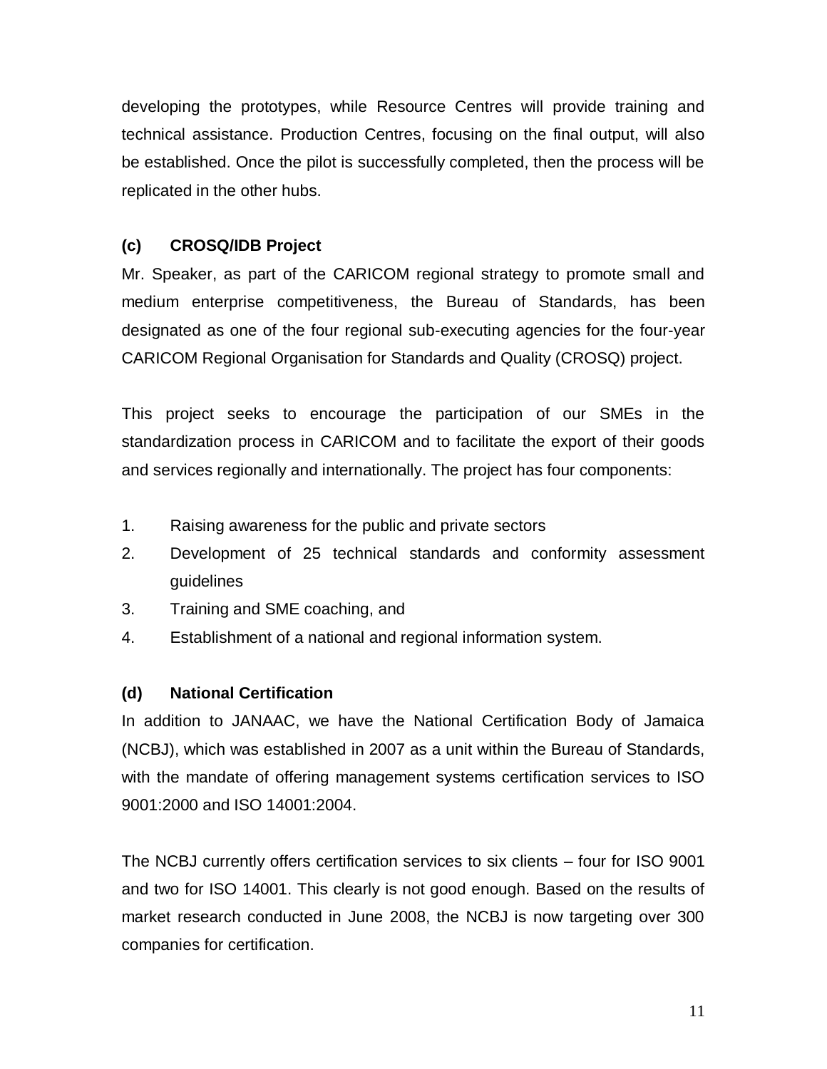developing the prototypes, while Resource Centres will provide training and technical assistance. Production Centres, focusing on the final output, will also be established. Once the pilot is successfully completed, then the process will be replicated in the other hubs.

### (c) CROSQ/IDB Project

Mr. Speaker, as part of the CARICOM regional strategy to promote small and medium enterprise competitiveness, the Bureau of Standards, has been designated as one of the four regional sub-executing agencies for the four-year CARICOM Regional Organisation for Standards and Quality (CROSQ) project.

This project seeks to encourage the participation of our SMEs in the standardization process in CARICOM and to facilitate the export of their goods and services regionally and internationally. The project has four components:

1. Raising awareness for the public and private sectors
2. Development of 25 technical standards and conformity assessment guidelines
3. Training and SME coaching, and
4. Establishment of a national and regional information system.

### (d) National Certification

In addition to JANAAC, we have the National Certification Body of Jamaica (NCBJ), which was established in 2007 as a unit within the Bureau of Standards, with the mandate of offering management systems certification services to ISO 9001:2000 and ISO 14001:2004.

The NCBJ currently offers certification services to six clients – four for ISO 9001 and two for ISO 14001. This clearly is not good enough. Based on the results of market research conducted in June 2008, the NCBJ is now targeting over 300 companies for certification.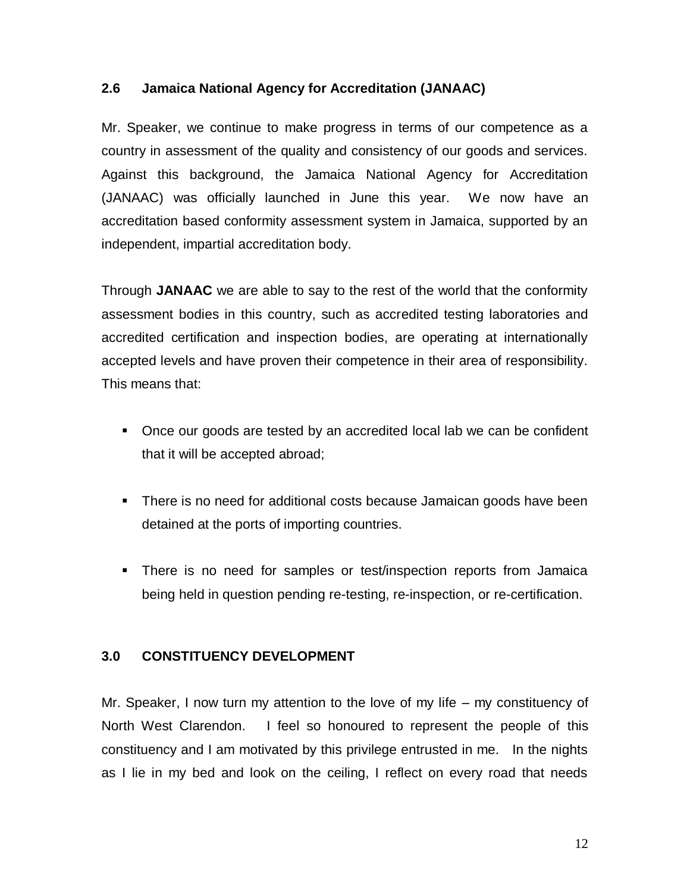## 2.6 Jamaica National Agency for Accreditation (JANAAC)

Mr. Speaker, we continue to make progress in terms of our competence as a country in assessment of the quality and consistency of our goods and services. Against this background, the Jamaica National Agency for Accreditation (JANAAC) was officially launched in June this year. We now have an accreditation based conformity assessment system in Jamaica, supported by an independent, impartial accreditation body.

Through **JANAAC** we are able to say to the rest of the world that the conformity assessment bodies in this country, such as accredited testing laboratories and accredited certification and inspection bodies, are operating at internationally accepted levels and have proven their competence in their area of responsibility. This means that:

- Once our goods are tested by an accredited local lab we can be confident that it will be accepted abroad;
- There is no need for additional costs because Jamaican goods have been detained at the ports of importing countries.
- There is no need for samples or test/inspection reports from Jamaica being held in question pending re-testing, re-inspection, or re-certification.

## 3.0 CONSTITUENCY DEVELOPMENT

Mr. Speaker, I now turn my attention to the love of my life – my constituency of North West Clarendon. I feel so honoured to represent the people of this constituency and I am motivated by this privilege entrusted in me. In the nights as I lie in my bed and look on the ceiling, I reflect on every road that needs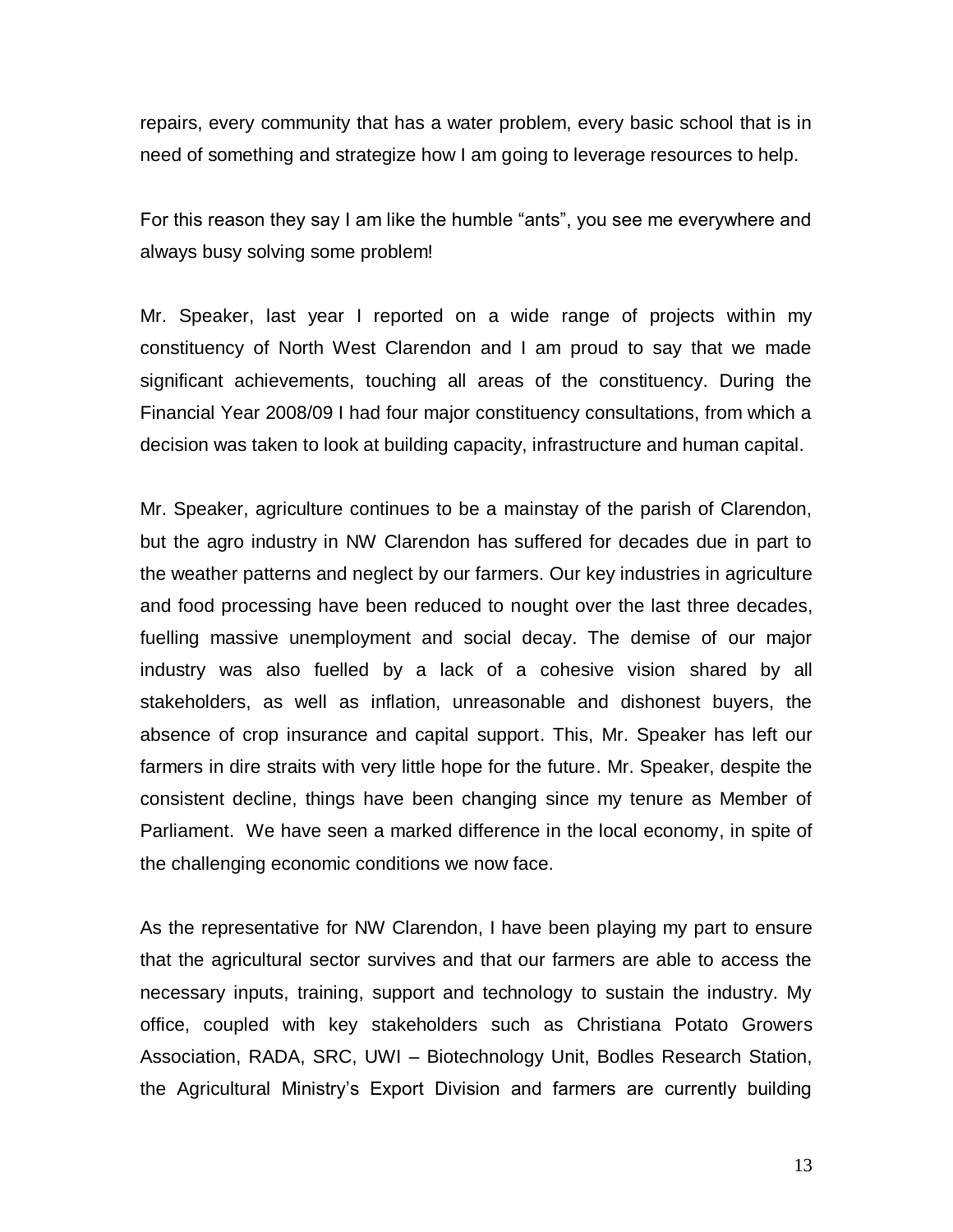repairs, every community that has a water problem, every basic school that is in need of something and strategize how I am going to leverage resources to help.

For this reason they say I am like the humble "ants", you see me everywhere and always busy solving some problem!

Mr. Speaker, last year I reported on a wide range of projects within my constituency of North West Clarendon and I am proud to say that we made significant achievements, touching all areas of the constituency. During the Financial Year 2008/09 I had four major constituency consultations, from which a decision was taken to look at building capacity, infrastructure and human capital.

Mr. Speaker, agriculture continues to be a mainstay of the parish of Clarendon, but the agro industry in NW Clarendon has suffered for decades due in part to the weather patterns and neglect by our farmers. Our key industries in agriculture and food processing have been reduced to nought over the last three decades, fuelling massive unemployment and social decay. The demise of our major industry was also fuelled by a lack of a cohesive vision shared by all stakeholders, as well as inflation, unreasonable and dishonest buyers, the absence of crop insurance and capital support. This, Mr. Speaker has left our farmers in dire straits with very little hope for the future. Mr. Speaker, despite the consistent decline, things have been changing since my tenure as Member of Parliament. We have seen a marked difference in the local economy, in spite of the challenging economic conditions we now face.

As the representative for NW Clarendon, I have been playing my part to ensure that the agricultural sector survives and that our farmers are able to access the necessary inputs, training, support and technology to sustain the industry. My office, coupled with key stakeholders such as Christiana Potato Growers Association, RADA, SRC, UWI – Biotechnology Unit, Bodles Research Station, the Agricultural Ministry's Export Division and farmers are currently building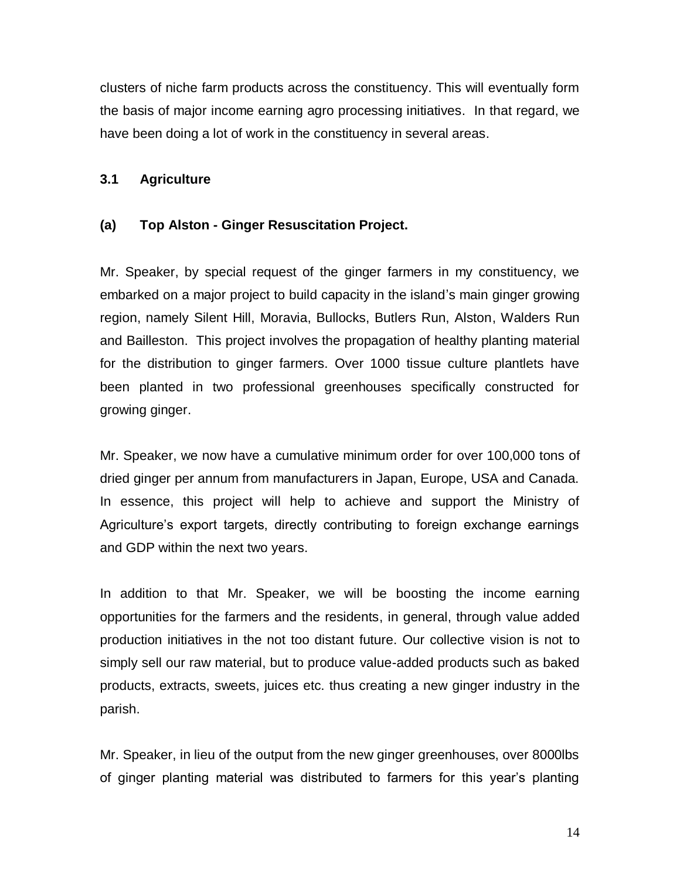clusters of niche farm products across the constituency. This will eventually form the basis of major income earning agro processing initiatives. In that regard, we have been doing a lot of work in the constituency in several areas.

### 3.1 Agriculture

#### (a) Top Alston - Ginger Resuscitation Project.

Mr. Speaker, by special request of the ginger farmers in my constituency, we embarked on a major project to build capacity in the island's main ginger growing region, namely Silent Hill, Moravia, Bullocks, Butlers Run, Alston, Walders Run and Bailleston. This project involves the propagation of healthy planting material for the distribution to ginger farmers. Over 1000 tissue culture plantlets have been planted in two professional greenhouses specifically constructed for growing ginger.

Mr. Speaker, we now have a cumulative minimum order for over 100,000 tons of dried ginger per annum from manufacturers in Japan, Europe, USA and Canada. In essence, this project will help to achieve and support the Ministry of Agriculture's export targets, directly contributing to foreign exchange earnings and GDP within the next two years.

In addition to that Mr. Speaker, we will be boosting the income earning opportunities for the farmers and the residents, in general, through value added production initiatives in the not too distant future. Our collective vision is not to simply sell our raw material, but to produce value-added products such as baked products, extracts, sweets, juices etc. thus creating a new ginger industry in the parish.

Mr. Speaker, in lieu of the output from the new ginger greenhouses, over 8000lbs of ginger planting material was distributed to farmers for this year's planting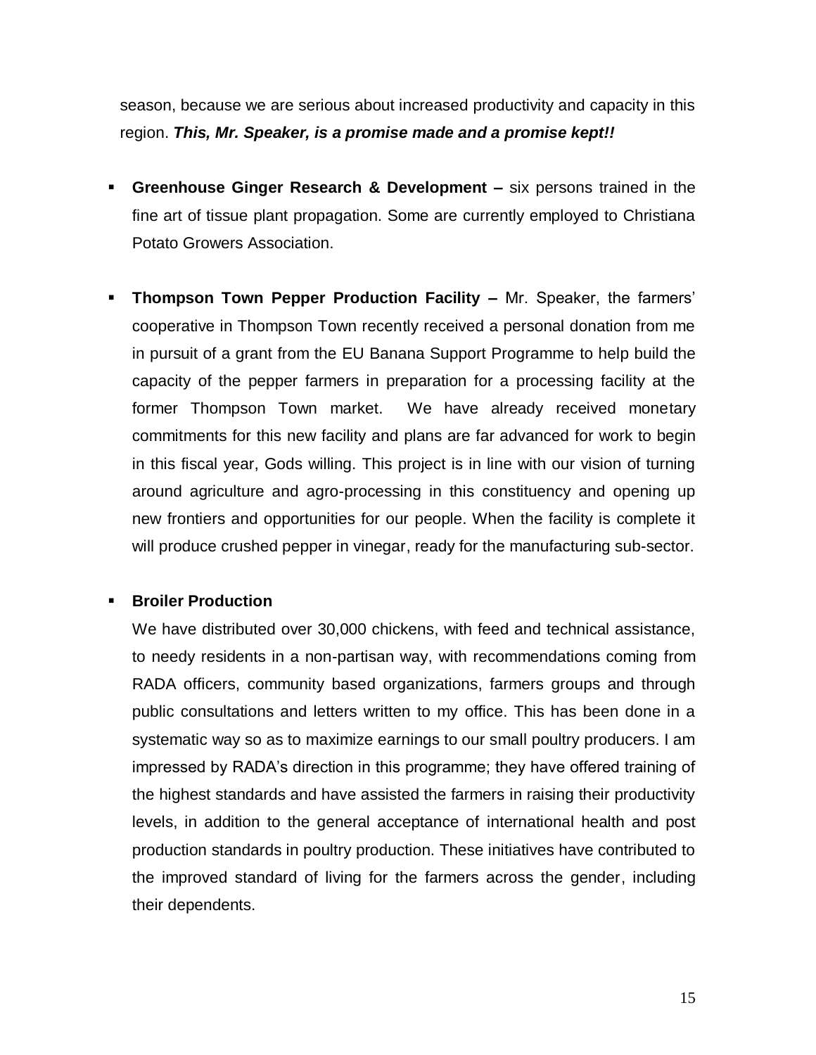season, because we are serious about increased productivity and capacity in this region. ***This, Mr. Speaker, is a promise made and a promise kept!!***

- **Greenhouse Ginger Research & Development –** six persons trained in the fine art of tissue plant propagation. Some are currently employed to Christiana Potato Growers Association.

- **Thompson Town Pepper Production Facility –** Mr. Speaker, the farmers' cooperative in Thompson Town recently received a personal donation from me in pursuit of a grant from the EU Banana Support Programme to help build the capacity of the pepper farmers in preparation for a processing facility at the former Thompson Town market. We have already received monetary commitments for this new facility and plans are far advanced for work to begin in this fiscal year, Gods willing. This project is in line with our vision of turning around agriculture and agro-processing in this constituency and opening up new frontiers and opportunities for our people. When the facility is complete it will produce crushed pepper in vinegar, ready for the manufacturing sub-sector.

- **Broiler Production**

  We have distributed over 30,000 chickens, with feed and technical assistance, to needy residents in a non-partisan way, with recommendations coming from RADA officers, community based organizations, farmers groups and through public consultations and letters written to my office. This has been done in a systematic way so as to maximize earnings to our small poultry producers. I am impressed by RADA's direction in this programme; they have offered training of the highest standards and have assisted the farmers in raising their productivity levels, in addition to the general acceptance of international health and post production standards in poultry production. These initiatives have contributed to the improved standard of living for the farmers across the gender, including their dependents.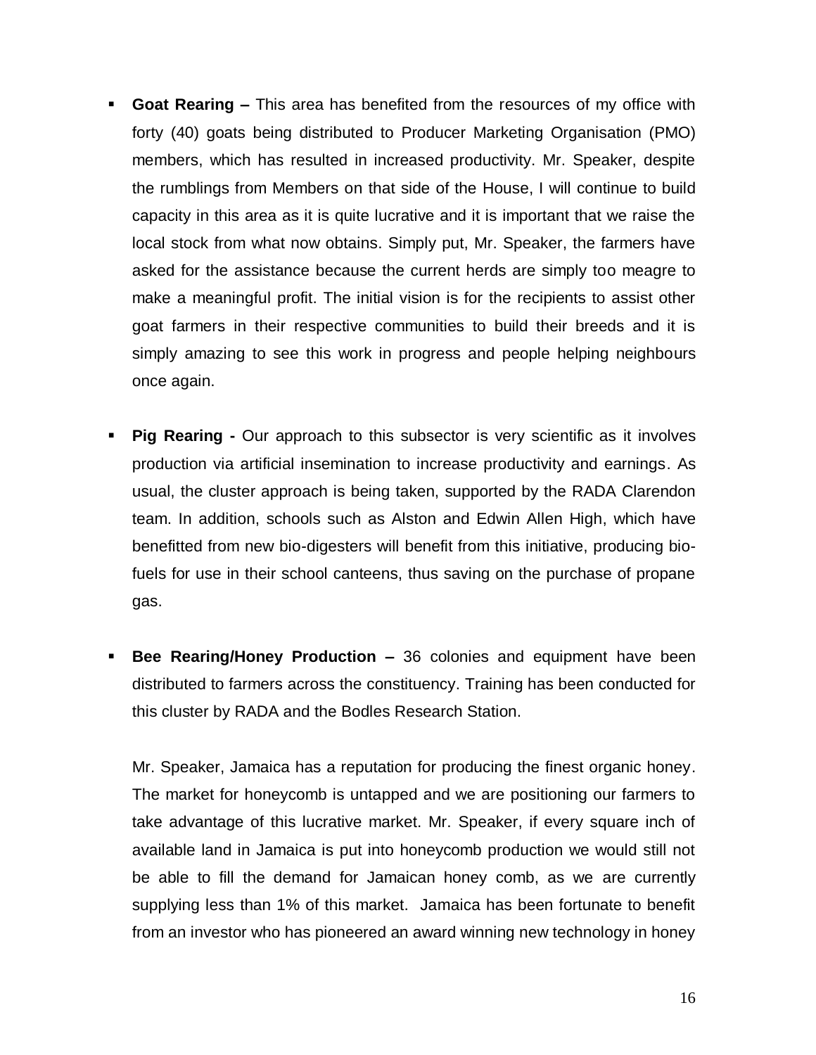- **Goat Rearing –** This area has benefited from the resources of my office with forty (40) goats being distributed to Producer Marketing Organisation (PMO) members, which has resulted in increased productivity. Mr. Speaker, despite the rumblings from Members on that side of the House, I will continue to build capacity in this area as it is quite lucrative and it is important that we raise the local stock from what now obtains. Simply put, Mr. Speaker, the farmers have asked for the assistance because the current herds are simply too meagre to make a meaningful profit. The initial vision is for the recipients to assist other goat farmers in their respective communities to build their breeds and it is simply amazing to see this work in progress and people helping neighbours once again.

- **Pig Rearing -** Our approach to this subsector is very scientific as it involves production via artificial insemination to increase productivity and earnings. As usual, the cluster approach is being taken, supported by the RADA Clarendon team. In addition, schools such as Alston and Edwin Allen High, which have benefitted from new bio-digesters will benefit from this initiative, producing bio-fuels for use in their school canteens, thus saving on the purchase of propane gas.

- **Bee Rearing/Honey Production –** 36 colonies and equipment have been distributed to farmers across the constituency. Training has been conducted for this cluster by RADA and the Bodles Research Station.

  Mr. Speaker, Jamaica has a reputation for producing the finest organic honey. The market for honeycomb is untapped and we are positioning our farmers to take advantage of this lucrative market. Mr. Speaker, if every square inch of available land in Jamaica is put into honeycomb production we would still not be able to fill the demand for Jamaican honey comb, as we are currently supplying less than 1% of this market. Jamaica has been fortunate to benefit from an investor who has pioneered an award winning new technology in honey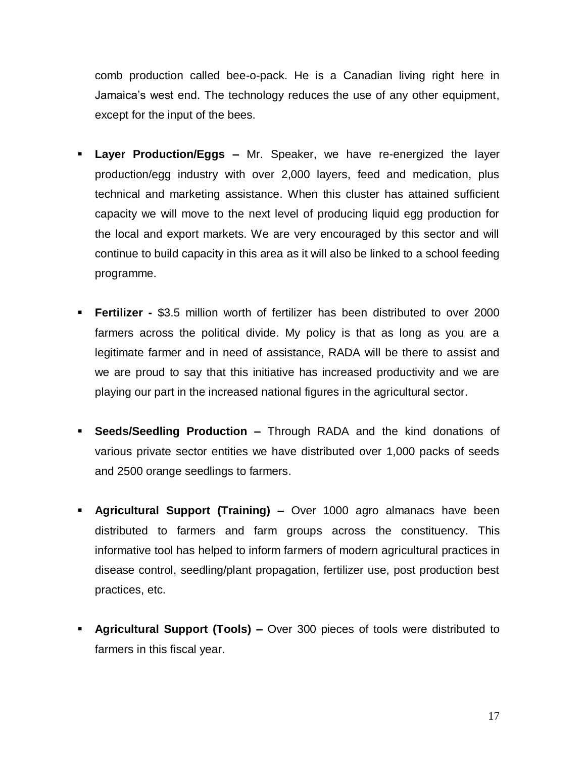comb production called bee-o-pack. He is a Canadian living right here in Jamaica's west end. The technology reduces the use of any other equipment, except for the input of the bees.

- **Layer Production/Eggs –** Mr. Speaker, we have re-energized the layer production/egg industry with over 2,000 layers, feed and medication, plus technical and marketing assistance. When this cluster has attained sufficient capacity we will move to the next level of producing liquid egg production for the local and export markets. We are very encouraged by this sector and will continue to build capacity in this area as it will also be linked to a school feeding programme.

- **Fertilizer -** $3.5 million worth of fertilizer has been distributed to over 2000 farmers across the political divide. My policy is that as long as you are a legitimate farmer and in need of assistance, RADA will be there to assist and we are proud to say that this initiative has increased productivity and we are playing our part in the increased national figures in the agricultural sector.

- **Seeds/Seedling Production –** Through RADA and the kind donations of various private sector entities we have distributed over 1,000 packs of seeds and 2500 orange seedlings to farmers.

- **Agricultural Support (Training) –** Over 1000 agro almanacs have been distributed to farmers and farm groups across the constituency. This informative tool has helped to inform farmers of modern agricultural practices in disease control, seedling/plant propagation, fertilizer use, post production best practices, etc.

- **Agricultural Support (Tools) –** Over 300 pieces of tools were distributed to farmers in this fiscal year.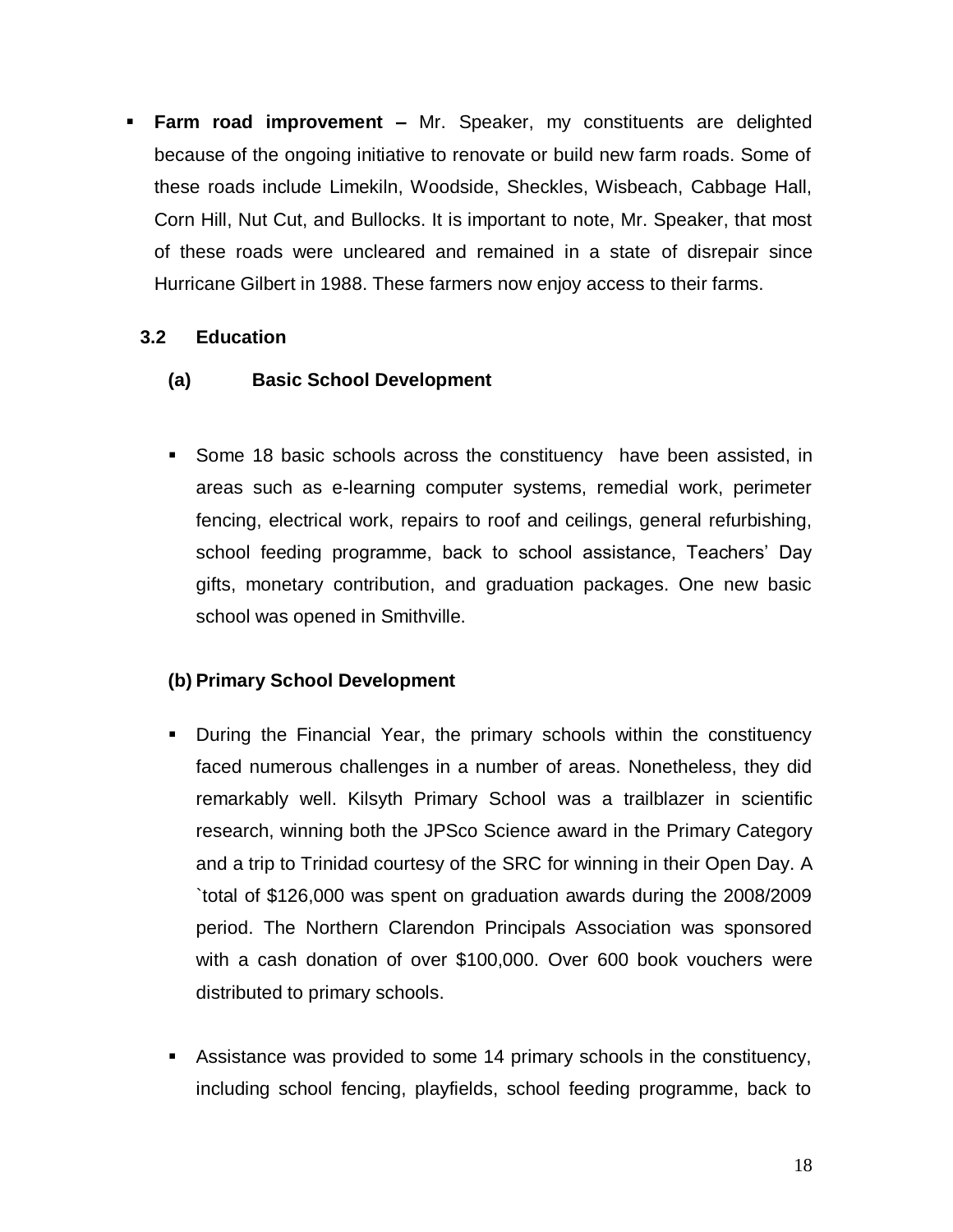- **Farm road improvement –** Mr. Speaker, my constituents are delighted because of the ongoing initiative to renovate or build new farm roads. Some of these roads include Limekiln, Woodside, Sheckles, Wisbeach, Cabbage Hall, Corn Hill, Nut Cut, and Bullocks. It is important to note, Mr. Speaker, that most of these roads were uncleared and remained in a state of disrepair since Hurricane Gilbert in 1988. These farmers now enjoy access to their farms.

### 3.2 Education

#### (a) Basic School Development

- Some 18 basic schools across the constituency have been assisted, in areas such as e-learning computer systems, remedial work, perimeter fencing, electrical work, repairs to roof and ceilings, general refurbishing, school feeding programme, back to school assistance, Teachers' Day gifts, monetary contribution, and graduation packages. One new basic school was opened in Smithville.

#### (b) Primary School Development

- During the Financial Year, the primary schools within the constituency faced numerous challenges in a number of areas. Nonetheless, they did remarkably well. Kilsyth Primary School was a trailblazer in scientific research, winning both the JPSco Science award in the Primary Category and a trip to Trinidad courtesy of the SRC for winning in their Open Day. A `total of $126,000 was spent on graduation awards during the 2008/2009 period. The Northern Clarendon Principals Association was sponsored with a cash donation of over $100,000. Over 600 book vouchers were distributed to primary schools.

- Assistance was provided to some 14 primary schools in the constituency, including school fencing, playfields, school feeding programme, back to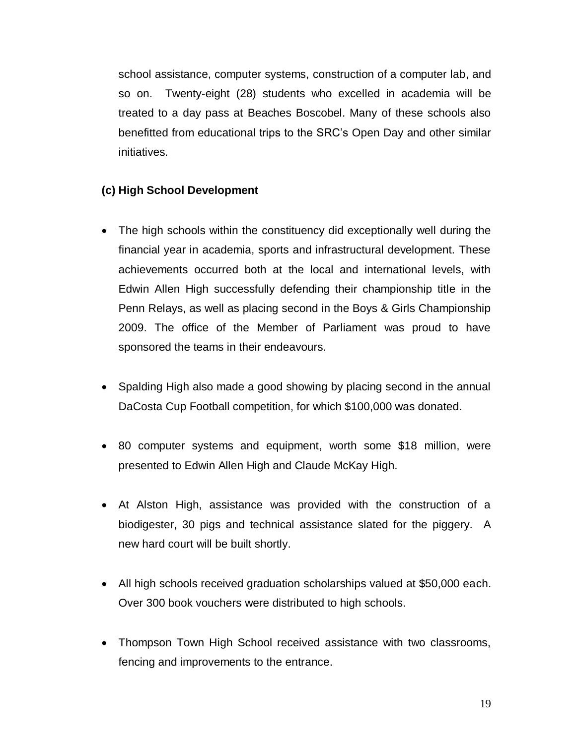school assistance, computer systems, construction of a computer lab, and so on. Twenty-eight (28) students who excelled in academia will be treated to a day pass at Beaches Boscobel. Many of these schools also benefitted from educational trips to the SRC's Open Day and other similar initiatives.

**(c) High School Development**

- The high schools within the constituency did exceptionally well during the financial year in academia, sports and infrastructural development. These achievements occurred both at the local and international levels, with Edwin Allen High successfully defending their championship title in the Penn Relays, as well as placing second in the Boys & Girls Championship 2009. The office of the Member of Parliament was proud to have sponsored the teams in their endeavours.

- Spalding High also made a good showing by placing second in the annual DaCosta Cup Football competition, for which $100,000 was donated.

- 80 computer systems and equipment, worth some $18 million, were presented to Edwin Allen High and Claude McKay High.

- At Alston High, assistance was provided with the construction of a biodigester, 30 pigs and technical assistance slated for the piggery. A new hard court will be built shortly.

- All high schools received graduation scholarships valued at $50,000 each. Over 300 book vouchers were distributed to high schools.

- Thompson Town High School received assistance with two classrooms, fencing and improvements to the entrance.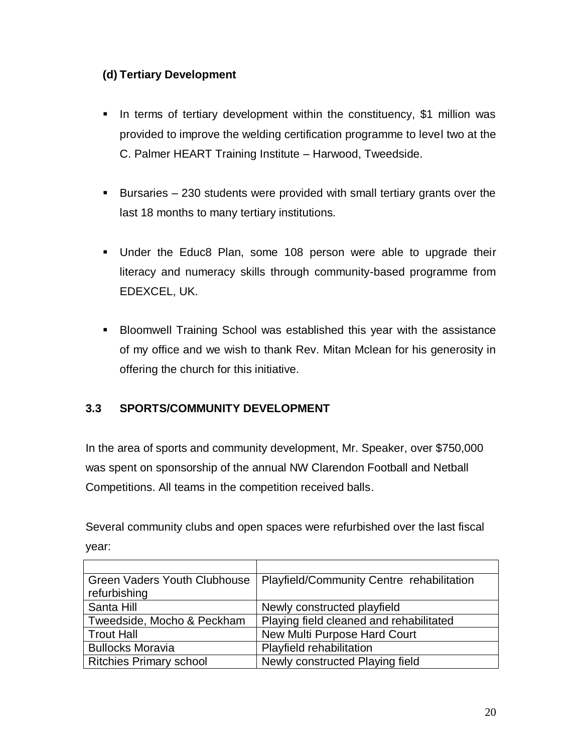### (d) Tertiary Development

- In terms of tertiary development within the constituency, $1 million was provided to improve the welding certification programme to level two at the C. Palmer HEART Training Institute – Harwood, Tweedside.
- Bursaries – 230 students were provided with small tertiary grants over the last 18 months to many tertiary institutions.
- Under the Educ8 Plan, some 108 person were able to upgrade their literacy and numeracy skills through community-based programme from EDEXCEL, UK.
- Bloomwell Training School was established this year with the assistance of my office and we wish to thank Rev. Mitan Mclean for his generosity in offering the church for this initiative.

## 3.3 SPORTS/COMMUNITY DEVELOPMENT

In the area of sports and community development, Mr. Speaker, over $750,000 was spent on sponsorship of the annual NW Clarendon Football and Netball Competitions. All teams in the competition received balls.

Several community clubs and open spaces were refurbished over the last fiscal year:

| | |
|---|---|
| Green Vaders Youth Clubhouse refurbishing | Playfield/Community Centre rehabilitation |
| Santa Hill | Newly constructed playfield |
| Tweedside, Mocho & Peckham | Playing field cleaned and rehabilitated |
| Trout Hall | New Multi Purpose Hard Court |
| Bullocks Moravia | Playfield rehabilitation |
| Ritchies Primary school | Newly constructed Playing field |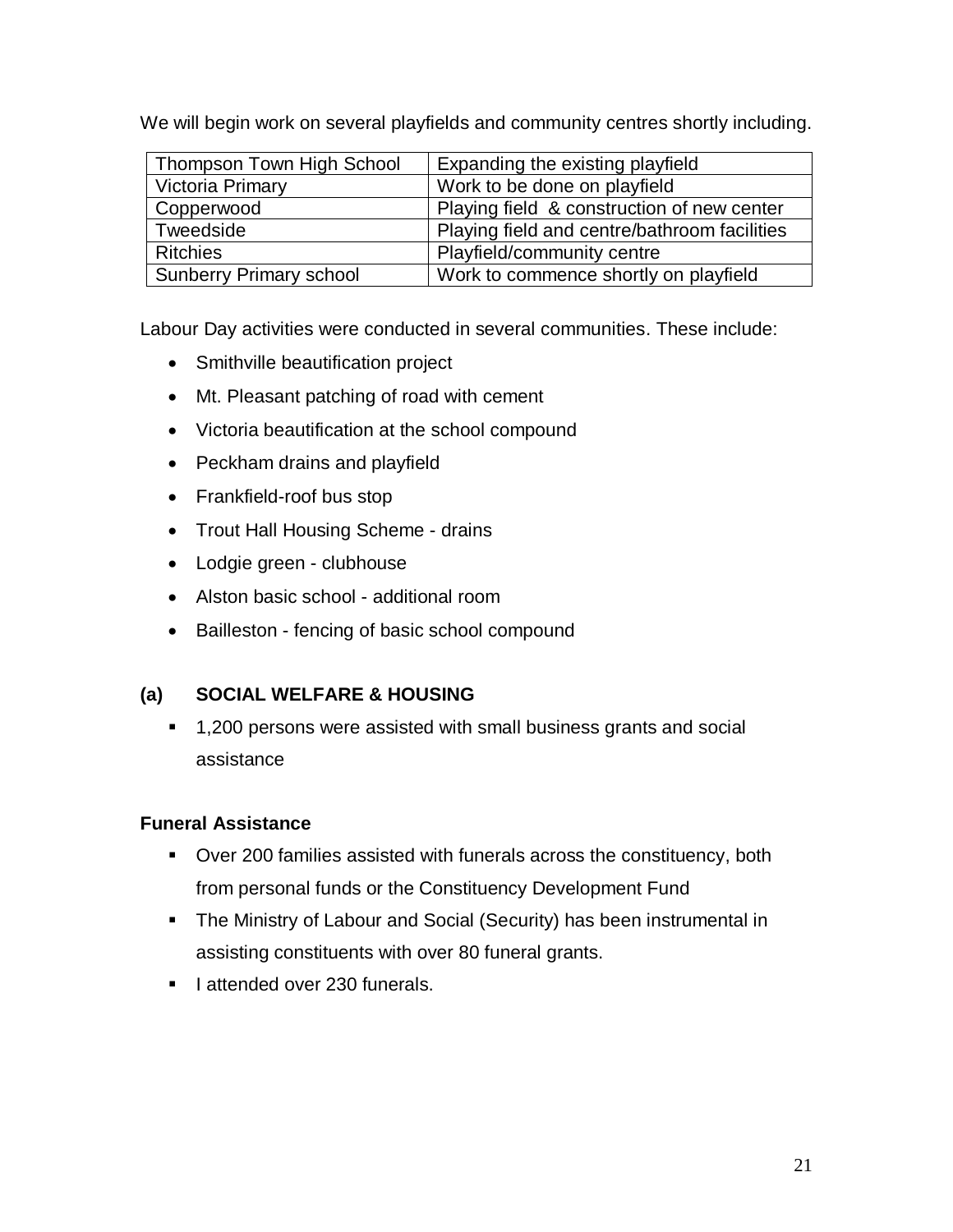We will begin work on several playfields and community centres shortly including.

| | |
|---|---|
| Thompson Town High School | Expanding the existing playfield |
| Victoria Primary | Work to be done on playfield |
| Copperwood | Playing field & construction of new center |
| Tweedside | Playing field and centre/bathroom facilities |
| Ritchies | Playfield/community centre |
| Sunberry Primary school | Work to commence shortly on playfield |

Labour Day activities were conducted in several communities. These include:

- Smithville beautification project
- Mt. Pleasant patching of road with cement
- Victoria beautification at the school compound
- Peckham drains and playfield
- Frankfield-roof bus stop
- Trout Hall Housing Scheme - drains
- Lodgie green - clubhouse
- Alston basic school - additional room
- Bailleston - fencing of basic school compound

### (a) SOCIAL WELFARE & HOUSING

- 1,200 persons were assisted with small business grants and social assistance

### Funeral Assistance

- Over 200 families assisted with funerals across the constituency, both from personal funds or the Constituency Development Fund
- The Ministry of Labour and Social (Security) has been instrumental in assisting constituents with over 80 funeral grants.
- I attended over 230 funerals.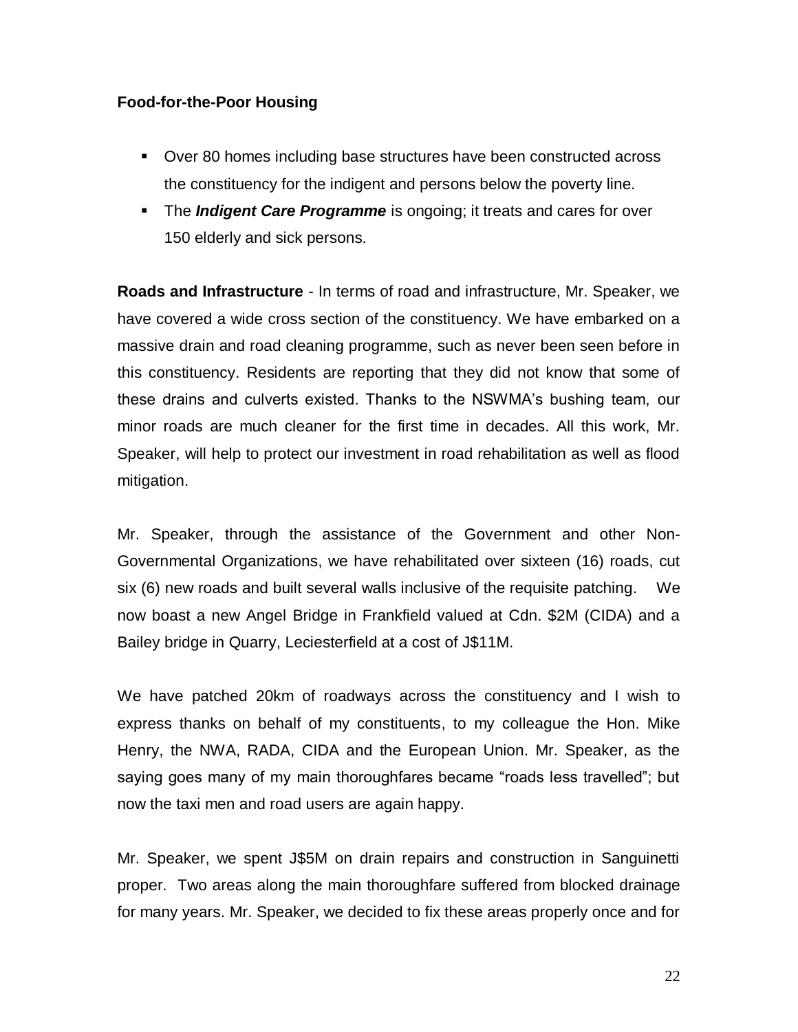**Food-for-the-Poor Housing**

- Over 80 homes including base structures have been constructed across the constituency for the indigent and persons below the poverty line.
- The ***Indigent Care Programme*** is ongoing; it treats and cares for over 150 elderly and sick persons.

**Roads and Infrastructure** - In terms of road and infrastructure, Mr. Speaker, we have covered a wide cross section of the constituency. We have embarked on a massive drain and road cleaning programme, such as never been seen before in this constituency. Residents are reporting that they did not know that some of these drains and culverts existed. Thanks to the NSWMA's bushing team, our minor roads are much cleaner for the first time in decades. All this work, Mr. Speaker, will help to protect our investment in road rehabilitation as well as flood mitigation.

Mr. Speaker, through the assistance of the Government and other Non-Governmental Organizations, we have rehabilitated over sixteen (16) roads, cut six (6) new roads and built several walls inclusive of the requisite patching. We now boast a new Angel Bridge in Frankfield valued at Cdn. $2M (CIDA) and a Bailey bridge in Quarry, Leciesterfield at a cost of J$11M.

We have patched 20km of roadways across the constituency and I wish to express thanks on behalf of my constituents, to my colleague the Hon. Mike Henry, the NWA, RADA, CIDA and the European Union. Mr. Speaker, as the saying goes many of my main thoroughfares became "roads less travelled"; but now the taxi men and road users are again happy.

Mr. Speaker, we spent J$5M on drain repairs and construction in Sanguinetti proper. Two areas along the main thoroughfare suffered from blocked drainage for many years. Mr. Speaker, we decided to fix these areas properly once and for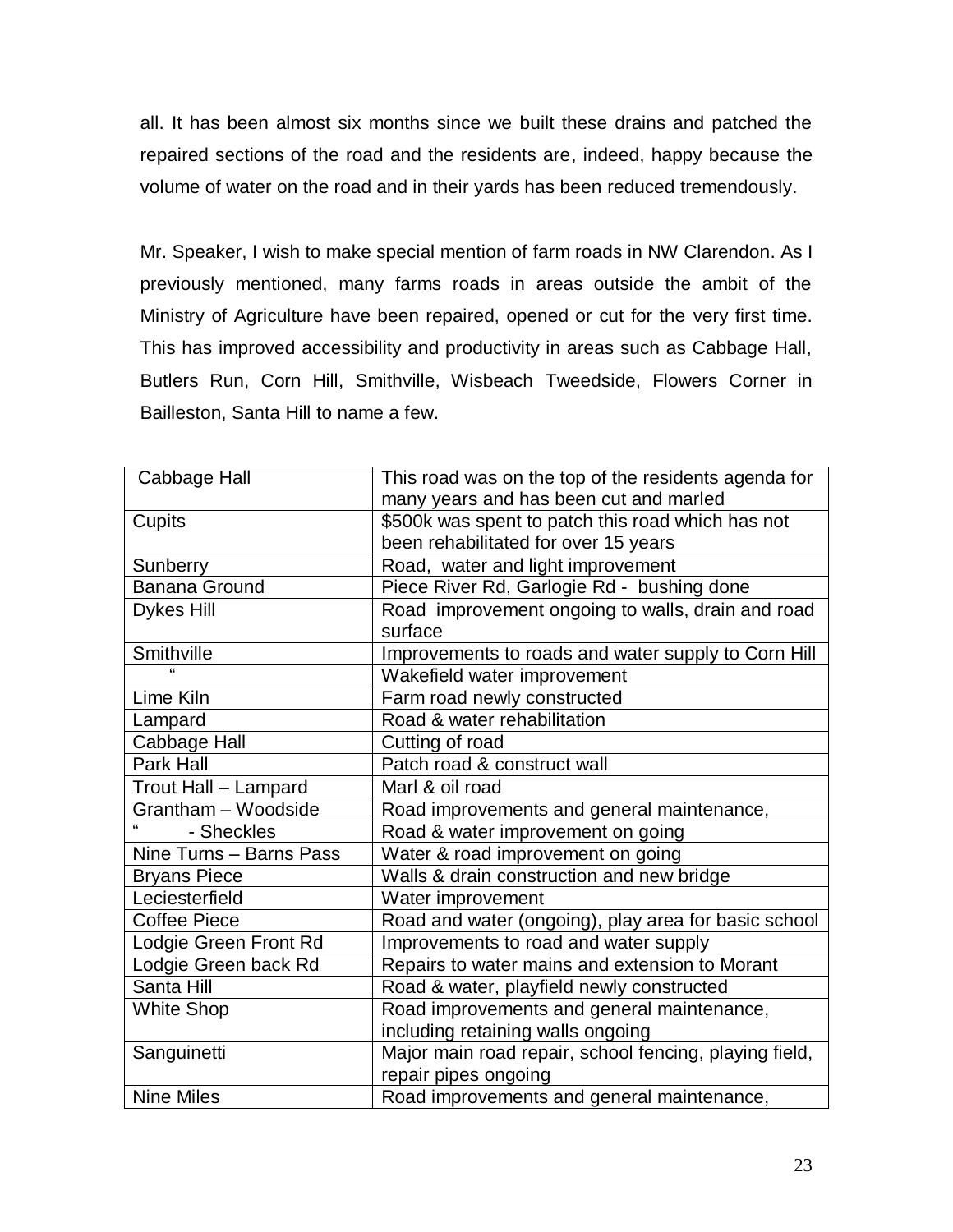all. It has been almost six months since we built these drains and patched the repaired sections of the road and the residents are, indeed, happy because the volume of water on the road and in their yards has been reduced tremendously.

Mr. Speaker, I wish to make special mention of farm roads in NW Clarendon. As I previously mentioned, many farms roads in areas outside the ambit of the Ministry of Agriculture have been repaired, opened or cut for the very first time. This has improved accessibility and productivity in areas such as Cabbage Hall, Butlers Run, Corn Hill, Smithville, Wisbeach Tweedside, Flowers Corner in Bailleston, Santa Hill to name a few.

| | |
|---|---|
| Cabbage Hall | This road was on the top of the residents agenda for many years and has been cut and marled |
| Cupits | $500k was spent to patch this road which has not been rehabilitated for over 15 years |
| Sunberry | Road, water and light improvement |
| Banana Ground | Piece River Rd, Garlogie Rd - bushing done |
| Dykes Hill | Road improvement ongoing to walls, drain and road surface |
| Smithville | Improvements to roads and water supply to Corn Hill |
| " | Wakefield water improvement |
| Lime Kiln | Farm road newly constructed |
| Lampard | Road & water rehabilitation |
| Cabbage Hall | Cutting of road |
| Park Hall | Patch road & construct wall |
| Trout Hall – Lampard | Marl & oil road |
| Grantham – Woodside | Road improvements and general maintenance, |
| " - Sheckles | Road & water improvement on going |
| Nine Turns – Barns Pass | Water & road improvement on going |
| Bryans Piece | Walls & drain construction and new bridge |
| Leciesterfield | Water improvement |
| Coffee Piece | Road and water (ongoing), play area for basic school |
| Lodgie Green Front Rd | Improvements to road and water supply |
| Lodgie Green back Rd | Repairs to water mains and extension to Morant |
| Santa Hill | Road & water, playfield newly constructed |
| White Shop | Road improvements and general maintenance, including retaining walls ongoing |
| Sanguinetti | Major main road repair, school fencing, playing field, repair pipes ongoing |
| Nine Miles | Road improvements and general maintenance, |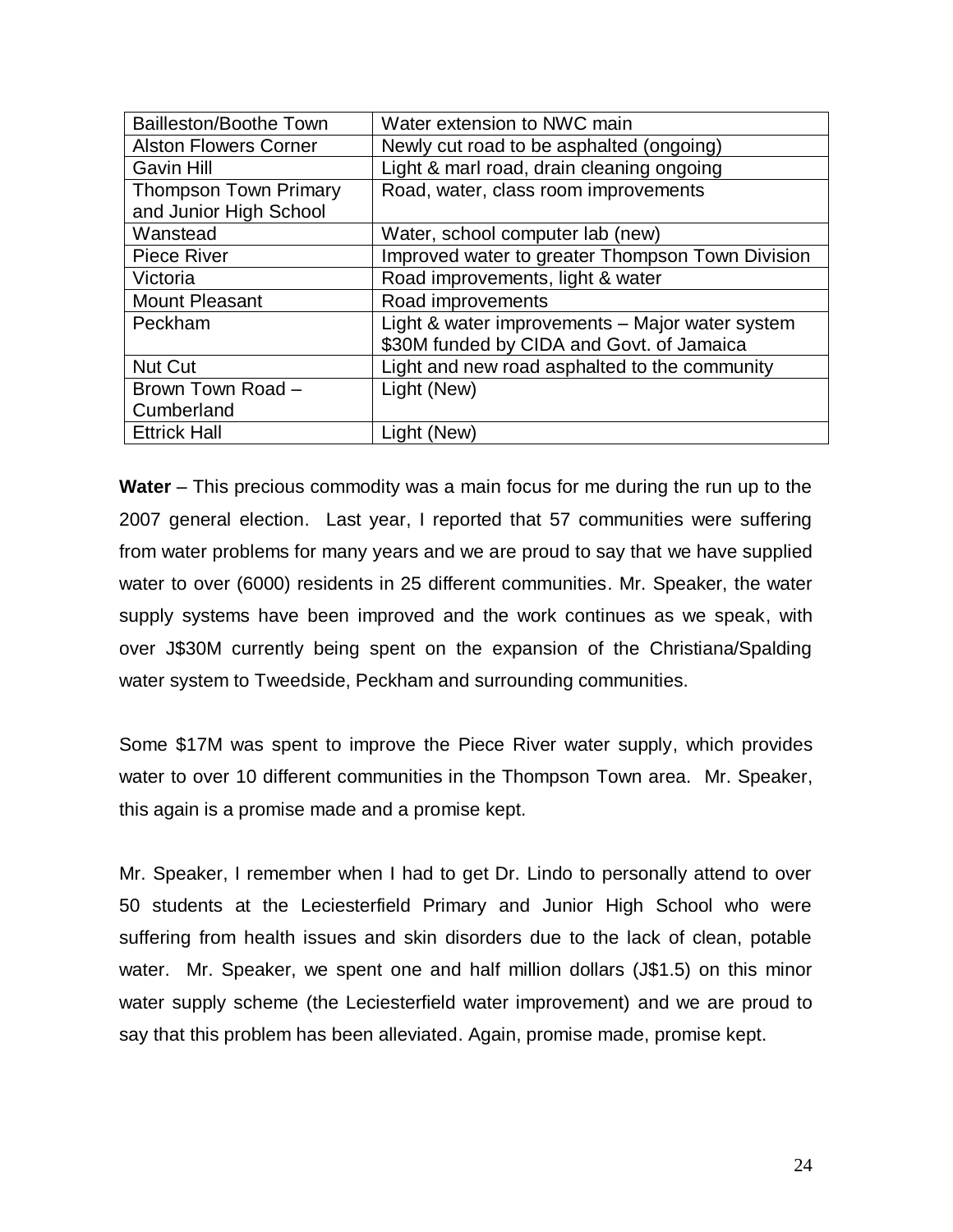| | |
|---|---|
| Bailleston/Boothe Town | Water extension to NWC main |
| Alston Flowers Corner | Newly cut road to be asphalted (ongoing) |
| Gavin Hill | Light & marl road, drain cleaning ongoing |
| Thompson Town Primary and Junior High School | Road, water, class room improvements |
| Wanstead | Water, school computer lab (new) |
| Piece River | Improved water to greater Thompson Town Division |
| Victoria | Road improvements, light & water |
| Mount Pleasant | Road improvements |
| Peckham | Light & water improvements – Major water system \$30M funded by CIDA and Govt. of Jamaica |
| Nut Cut | Light and new road asphalted to the community |
| Brown Town Road – Cumberland | Light (New) |
| Ettrick Hall | Light (New) |

**Water** – This precious commodity was a main focus for me during the run up to the 2007 general election. Last year, I reported that 57 communities were suffering from water problems for many years and we are proud to say that we have supplied water to over (6000) residents in 25 different communities. Mr. Speaker, the water supply systems have been improved and the work continues as we speak, with over J\$30M currently being spent on the expansion of the Christiana/Spalding water system to Tweedside, Peckham and surrounding communities.

Some \$17M was spent to improve the Piece River water supply, which provides water to over 10 different communities in the Thompson Town area. Mr. Speaker, this again is a promise made and a promise kept.

Mr. Speaker, I remember when I had to get Dr. Lindo to personally attend to over 50 students at the Leciesterfield Primary and Junior High School who were suffering from health issues and skin disorders due to the lack of clean, potable water. Mr. Speaker, we spent one and half million dollars (J\$1.5) on this minor water supply scheme (the Leciesterfield water improvement) and we are proud to say that this problem has been alleviated. Again, promise made, promise kept.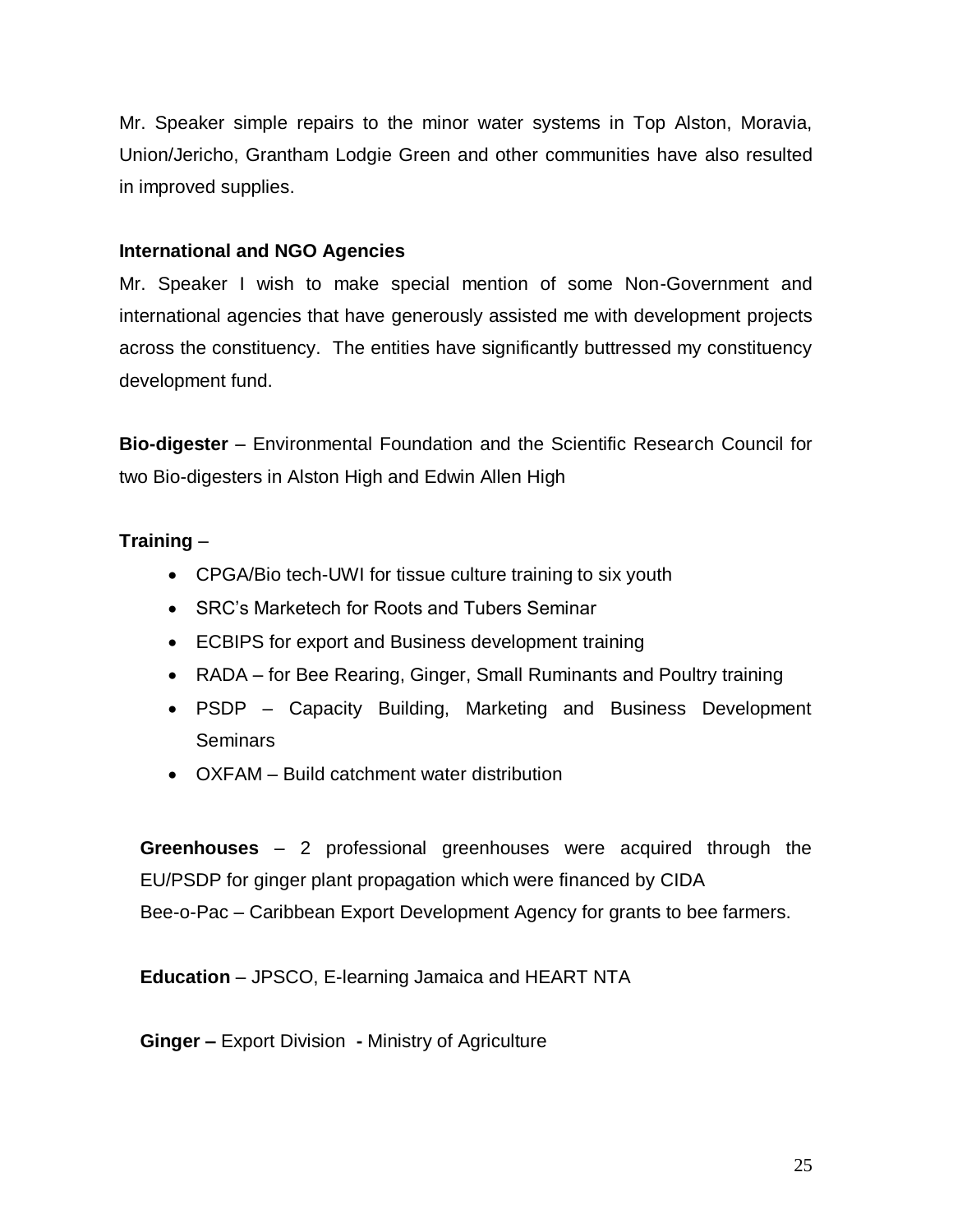Mr. Speaker simple repairs to the minor water systems in Top Alston, Moravia, Union/Jericho, Grantham Lodgie Green and other communities have also resulted in improved supplies.

**International and NGO Agencies**

Mr. Speaker I wish to make special mention of some Non-Government and international agencies that have generously assisted me with development projects across the constituency. The entities have significantly buttressed my constituency development fund.

**Bio-digester** – Environmental Foundation and the Scientific Research Council for two Bio-digesters in Alston High and Edwin Allen High

**Training** –

- CPGA/Bio tech-UWI for tissue culture training to six youth
- SRC's Marketech for Roots and Tubers Seminar
- ECBIPS for export and Business development training
- RADA – for Bee Rearing, Ginger, Small Ruminants and Poultry training
- PSDP – Capacity Building, Marketing and Business Development Seminars
- OXFAM – Build catchment water distribution

**Greenhouses** – 2 professional greenhouses were acquired through the EU/PSDP for ginger plant propagation which were financed by CIDA

Bee-o-Pac – Caribbean Export Development Agency for grants to bee farmers.

**Education** – JPSCO, E-learning Jamaica and HEART NTA

**Ginger –** Export Division **-** Ministry of Agriculture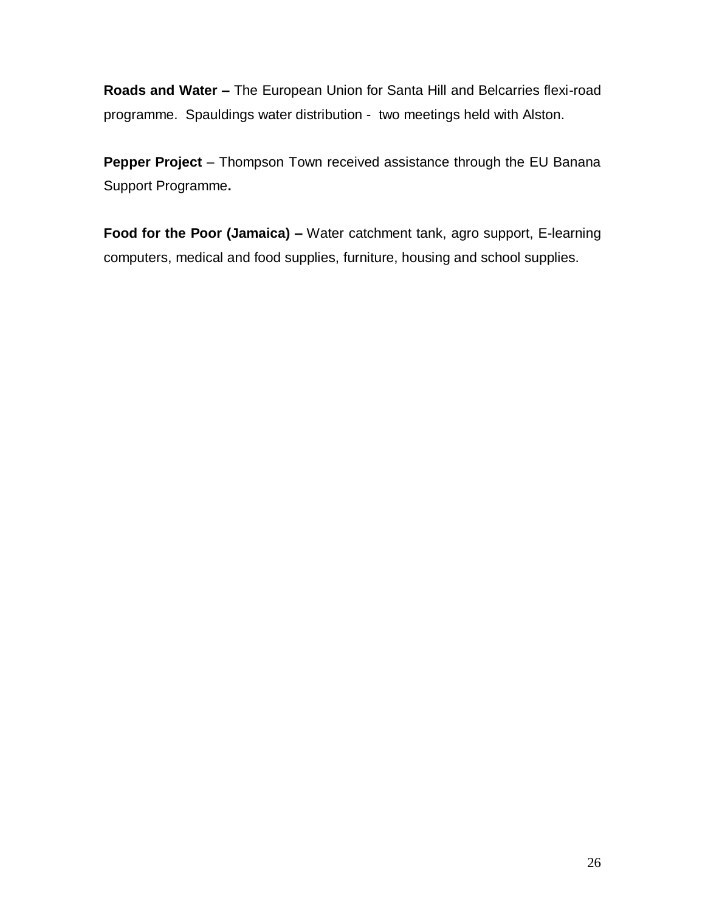**Roads and Water –** The European Union for Santa Hill and Belcarries flexi-road programme. Spauldings water distribution - two meetings held with Alston.

**Pepper Project** – Thompson Town received assistance through the EU Banana Support Programme**.**

**Food for the Poor (Jamaica) –** Water catchment tank, agro support, E-learning computers, medical and food supplies, furniture, housing and school supplies.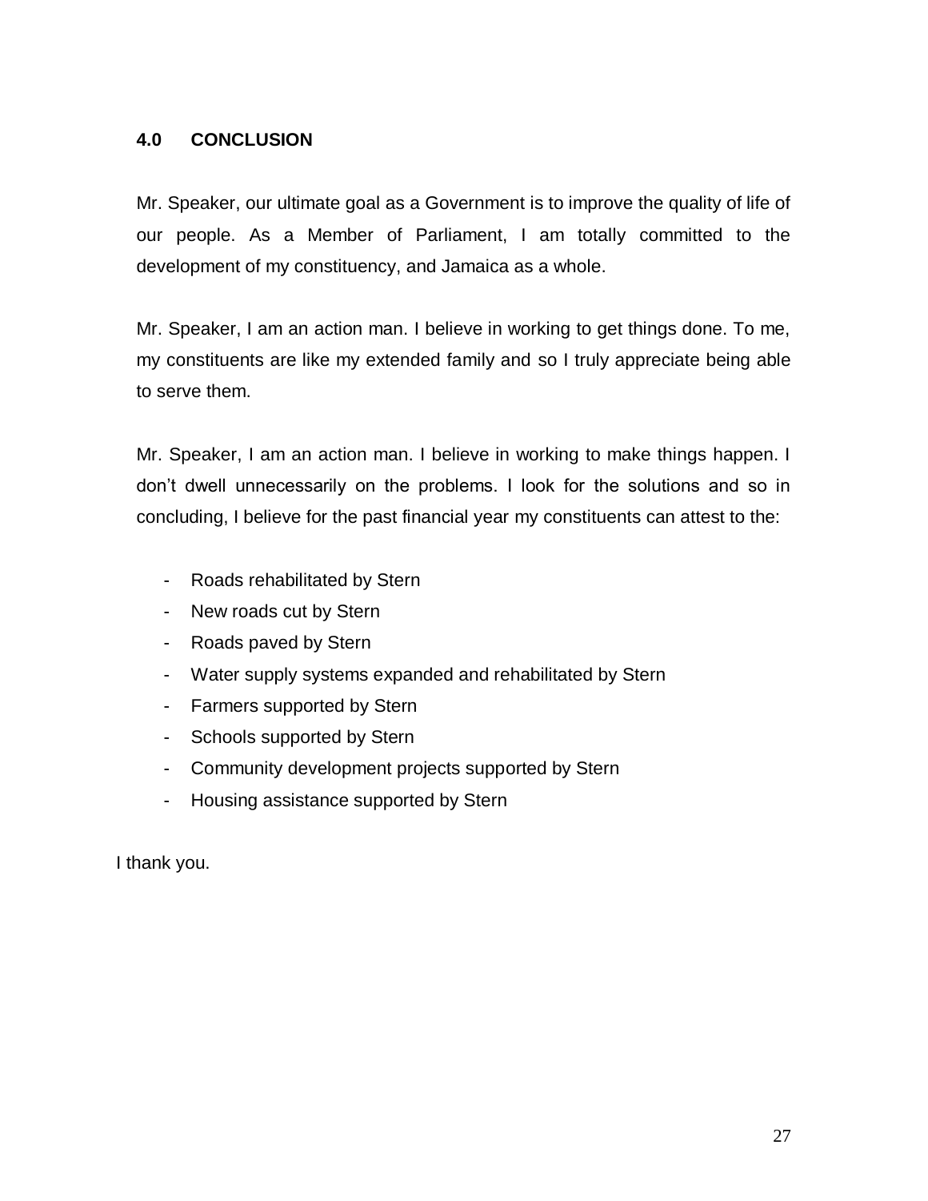## 4.0 CONCLUSION

Mr. Speaker, our ultimate goal as a Government is to improve the quality of life of our people. As a Member of Parliament, I am totally committed to the development of my constituency, and Jamaica as a whole.

Mr. Speaker, I am an action man. I believe in working to get things done. To me, my constituents are like my extended family and so I truly appreciate being able to serve them.

Mr. Speaker, I am an action man. I believe in working to make things happen. I don't dwell unnecessarily on the problems. I look for the solutions and so in concluding, I believe for the past financial year my constituents can attest to the:

- Roads rehabilitated by Stern
- New roads cut by Stern
- Roads paved by Stern
- Water supply systems expanded and rehabilitated by Stern
- Farmers supported by Stern
- Schools supported by Stern
- Community development projects supported by Stern
- Housing assistance supported by Stern

I thank you.